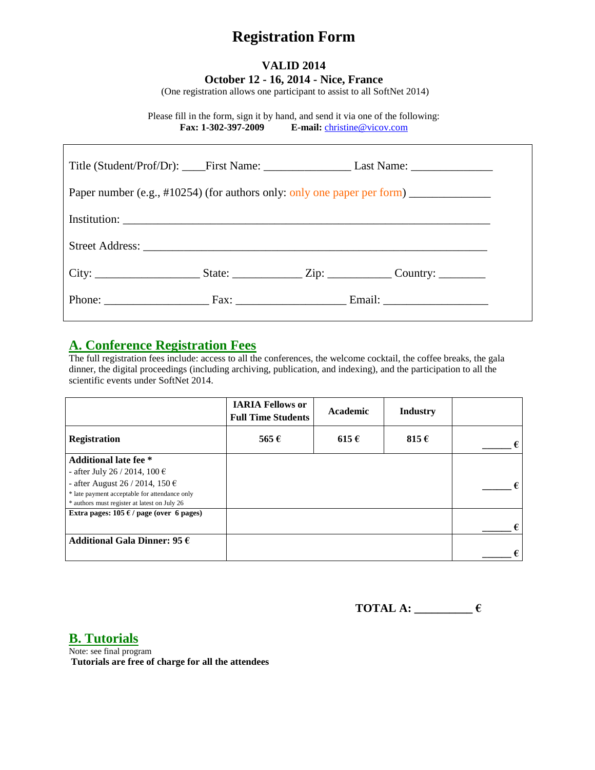# Registration Form

**VALID 2014**

**October 12 - 16, 2014 - Nice, France**

(One registration allows one participant to assist to all SoftNet 2014)

Please fill in the form, sign it by hand, and send it via one of the following:

**Fax: 1-302-397-2009** **E-mail:** christine@vicov.com

Title (Student/Prof/Dr): ____First Name: _______________ Last Name: ______________

Paper number (e.g., #10254) (for authors only: only one paper per form) ______________

Institution: ________________________________________________________________

Street Address: ____________________________________________________________

City: __________________ State: ____________ Zip: ___________ Country: ________

Phone: __________________ Fax: ___________________ Email: __________________

## A. Conference Registration Fees

The full registration fees include: access to all the conferences, the welcome cocktail, the coffee breaks, the gala dinner, the digital proceedings (including archiving, publication, and indexing), and the participation to all the scientific events under SoftNet 2014.

| | IARIA Fellows or Full Time Students | Academic | Industry | |
|---|---|---|---|---|
| **Registration** | **565 €** | **615 €** | **815 €** | ______ € |
| **Additional late fee *** <br> - after July 26 / 2014, 100 € <br> - after August 26 / 2014, 150 € <br> * late payment acceptable for attendance only <br> * authors must register at latest on July 26 | | | | ______ € |
| **Extra pages: 105 € / page (over 6 pages)** | | | | ______ € |
| **Additional Gala Dinner: 95 €** | | | | ______ € |

**TOTAL A: __________ €**

## B. Tutorials

Note: see final program

**Tutorials are free of charge for all the attendees**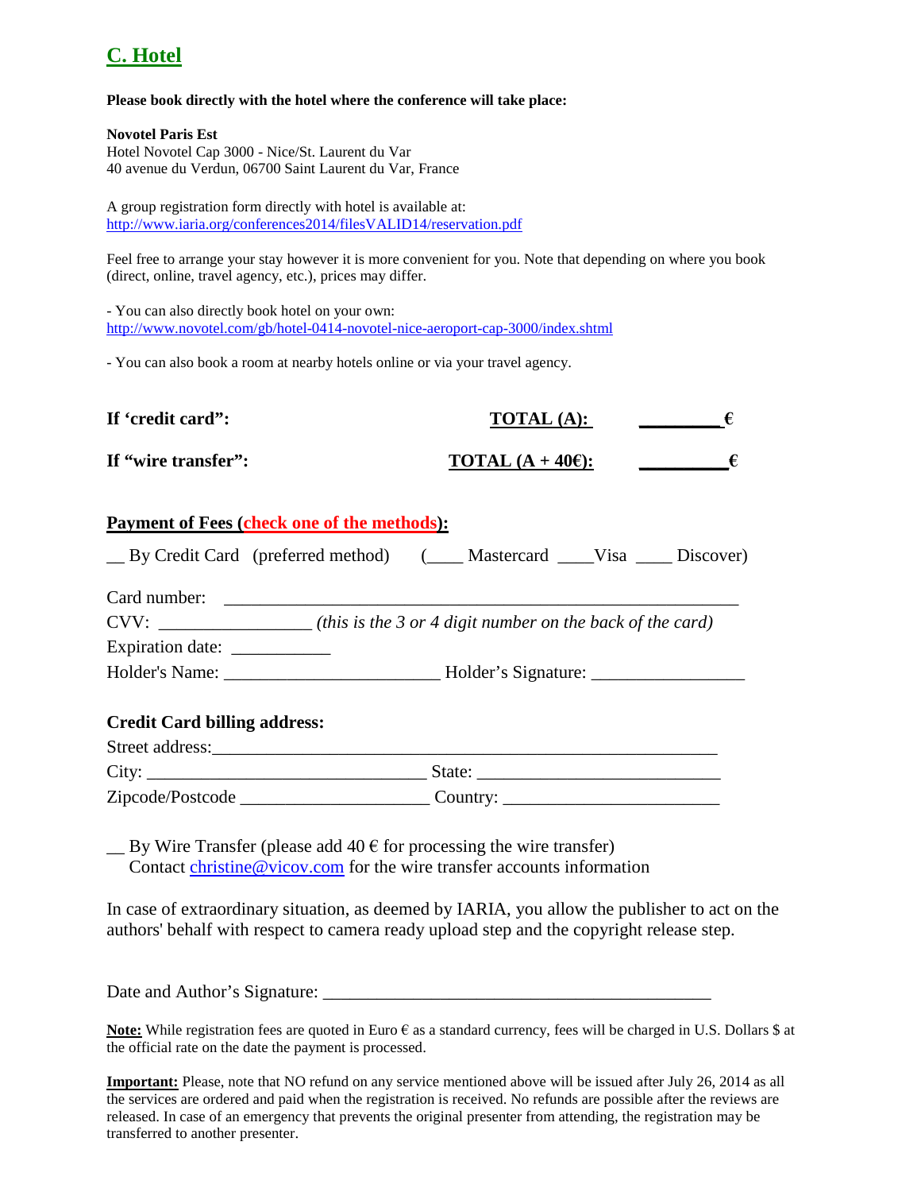## C. Hotel

**Please book directly with the hotel where the conference will take place:**

**Novotel Paris Est**
Hotel Novotel Cap 3000 - Nice/St. Laurent du Var
40 avenue du Verdun, 06700 Saint Laurent du Var, France

A group registration form directly with hotel is available at:
http://www.iaria.org/conferences2014/filesVALID14/reservation.pdf

Feel free to arrange your stay however it is more convenient for you. Note that depending on where you book (direct, online, travel agency, etc.), prices may differ.

- You can also directly book hotel on your own:
http://www.novotel.com/gb/hotel-0414-novotel-nice-aeroport-cap-3000/index.shtml

- You can also book a room at nearby hotels online or via your travel agency.

**If 'credit card":** **TOTAL (A):** _________€

**If "wire transfer":** **TOTAL (A + 40€):** _________€

**Payment of Fees (check one of the methods):**

__ By Credit Card (preferred method) (____ Mastercard ____Visa ____ Discover)

Card number: ___________________________________________________________

CVV: _________________ *(this is the 3 or 4 digit number on the back of the card)*

Expiration date: ___________

Holder's Name: ________________________ Holder's Signature: _________________

**Credit Card billing address:**

Street address:________________________________________________________

City: _______________________________ State: ___________________________

Zipcode/Postcode _____________________ Country: ________________________

__ By Wire Transfer (please add 40 € for processing the wire transfer)
Contact christine@vicov.com for the wire transfer accounts information

In case of extraordinary situation, as deemed by IARIA, you allow the publisher to act on the authors' behalf with respect to camera ready upload step and the copyright release step.

Date and Author's Signature: ____________________________________________

**Note:** While registration fees are quoted in Euro € as a standard currency, fees will be charged in U.S. Dollars $ at the official rate on the date the payment is processed.

**Important:** Please, note that NO refund on any service mentioned above will be issued after July 26, 2014 as all the services are ordered and paid when the registration is received. No refunds are possible after the reviews are released. In case of an emergency that prevents the original presenter from attending, the registration may be transferred to another presenter.